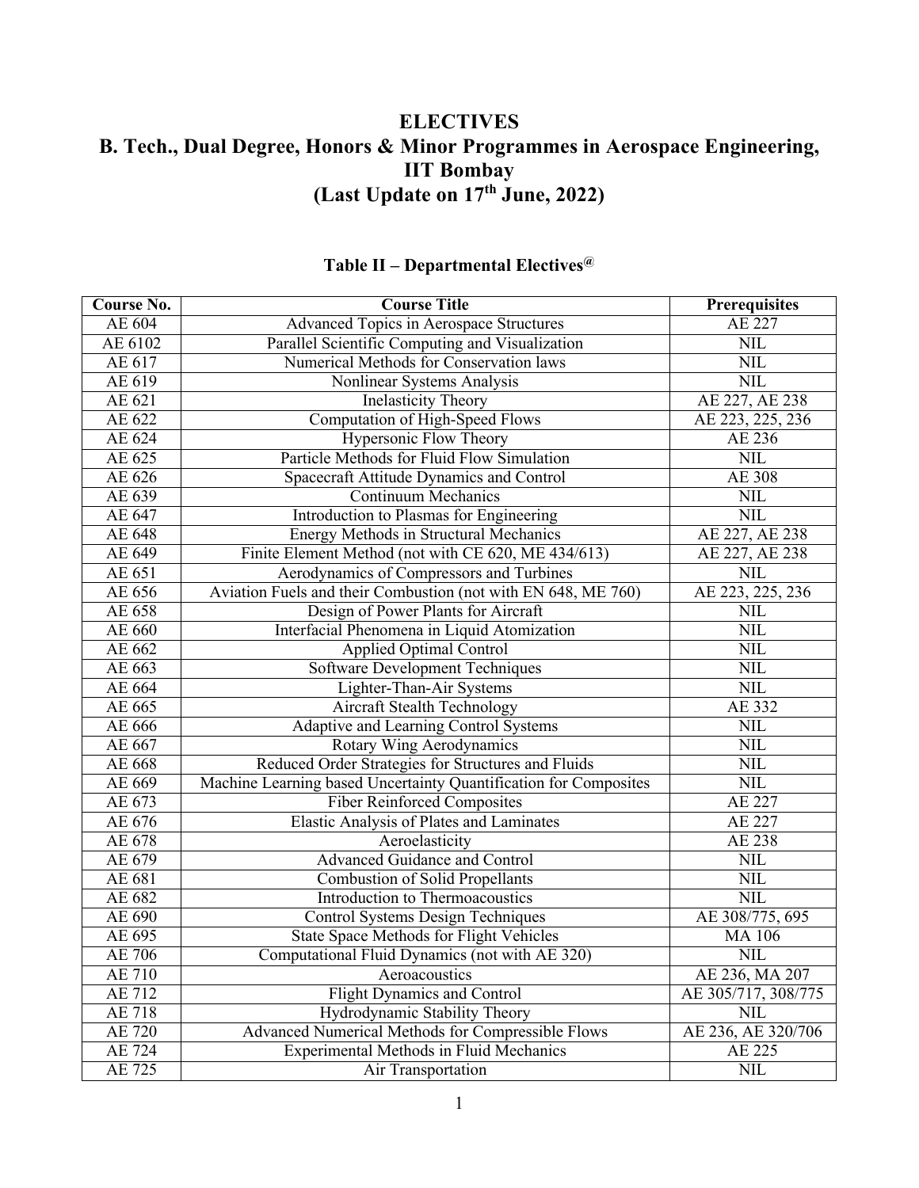# ELECTIVES
# B. Tech., Dual Degree, Honors & Minor Programmes in Aerospace Engineering, IIT Bombay
# (Last Update on 17th June, 2022)

## Table II – Departmental Electives[@]

| Course No. | Course Title | Prerequisites |
|---|---|---|
| AE 604 | Advanced Topics in Aerospace Structures | AE 227 |
| AE 6102 | Parallel Scientific Computing and Visualization | NIL |
| AE 617 | Numerical Methods for Conservation laws | NIL |
| AE 619 | Nonlinear Systems Analysis | NIL |
| AE 621 | Inelasticity Theory | AE 227, AE 238 |
| AE 622 | Computation of High-Speed Flows | AE 223, 225, 236 |
| AE 624 | Hypersonic Flow Theory | AE 236 |
| AE 625 | Particle Methods for Fluid Flow Simulation | NIL |
| AE 626 | Spacecraft Attitude Dynamics and Control | AE 308 |
| AE 639 | Continuum Mechanics | NIL |
| AE 647 | Introduction to Plasmas for Engineering | NIL |
| AE 648 | Energy Methods in Structural Mechanics | AE 227, AE 238 |
| AE 649 | Finite Element Method (not with CE 620, ME 434/613) | AE 227, AE 238 |
| AE 651 | Aerodynamics of Compressors and Turbines | NIL |
| AE 656 | Aviation Fuels and their Combustion (not with EN 648, ME 760) | AE 223, 225, 236 |
| AE 658 | Design of Power Plants for Aircraft | NIL |
| AE 660 | Interfacial Phenomena in Liquid Atomization | NIL |
| AE 662 | Applied Optimal Control | NIL |
| AE 663 | Software Development Techniques | NIL |
| AE 664 | Lighter-Than-Air Systems | NIL |
| AE 665 | Aircraft Stealth Technology | AE 332 |
| AE 666 | Adaptive and Learning Control Systems | NIL |
| AE 667 | Rotary Wing Aerodynamics | NIL |
| AE 668 | Reduced Order Strategies for Structures and Fluids | NIL |
| AE 669 | Machine Learning based Uncertainty Quantification for Composites | NIL |
| AE 673 | Fiber Reinforced Composites | AE 227 |
| AE 676 | Elastic Analysis of Plates and Laminates | AE 227 |
| AE 678 | Aeroelasticity | AE 238 |
| AE 679 | Advanced Guidance and Control | NIL |
| AE 681 | Combustion of Solid Propellants | NIL |
| AE 682 | Introduction to Thermoacoustics | NIL |
| AE 690 | Control Systems Design Techniques | AE 308/775, 695 |
| AE 695 | State Space Methods for Flight Vehicles | MA 106 |
| AE 706 | Computational Fluid Dynamics (not with AE 320) | NIL |
| AE 710 | Aeroacoustics | AE 236, MA 207 |
| AE 712 | Flight Dynamics and Control | AE 305/717, 308/775 |
| AE 718 | Hydrodynamic Stability Theory | NIL |
| AE 720 | Advanced Numerical Methods for Compressible Flows | AE 236, AE 320/706 |
| AE 724 | Experimental Methods in Fluid Mechanics | AE 225 |
| AE 725 | Air Transportation | NIL |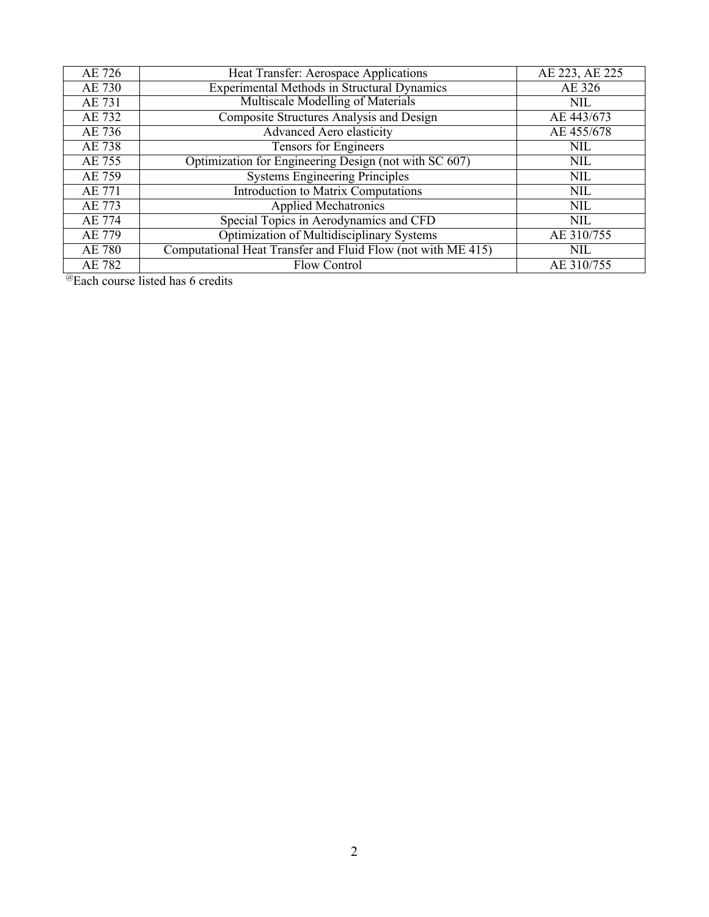| | | |
|---|---|---|
| AE 726 | Heat Transfer: Aerospace Applications | AE 223, AE 225 |
| AE 730 | Experimental Methods in Structural Dynamics | AE 326 |
| AE 731 | Multiscale Modelling of Materials | NIL |
| AE 732 | Composite Structures Analysis and Design | AE 443/673 |
| AE 736 | Advanced Aero elasticity | AE 455/678 |
| AE 738 | Tensors for Engineers | NIL |
| AE 755 | Optimization for Engineering Design (not with SC 607) | NIL |
| AE 759 | Systems Engineering Principles | NIL |
| AE 771 | Introduction to Matrix Computations | NIL |
| AE 773 | Applied Mechatronics | NIL |
| AE 774 | Special Topics in Aerodynamics and CFD | NIL |
| AE 779 | Optimization of Multidisciplinary Systems | AE 310/755 |
| AE 780 | Computational Heat Transfer and Fluid Flow (not with ME 415) | NIL |
| AE 782 | Flow Control | AE 310/755 |

[@]Each course listed has 6 credits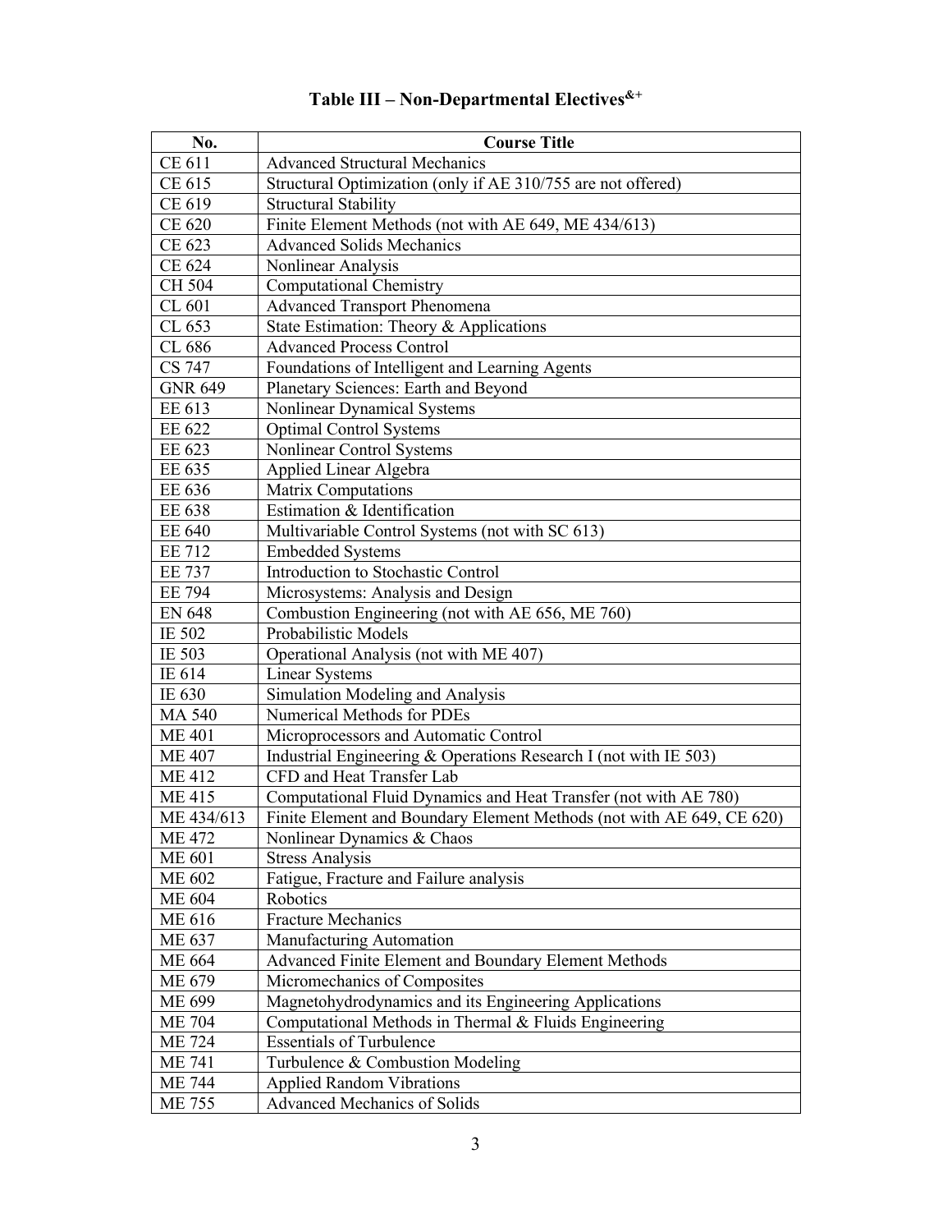# Table III – Non-Departmental Electives[&+]

| No. | Course Title |
|---|---|
| CE 611 | Advanced Structural Mechanics |
| CE 615 | Structural Optimization (only if AE 310/755 are not offered) |
| CE 619 | Structural Stability |
| CE 620 | Finite Element Methods (not with AE 649, ME 434/613) |
| CE 623 | Advanced Solids Mechanics |
| CE 624 | Nonlinear Analysis |
| CH 504 | Computational Chemistry |
| CL 601 | Advanced Transport Phenomena |
| CL 653 | State Estimation: Theory & Applications |
| CL 686 | Advanced Process Control |
| CS 747 | Foundations of Intelligent and Learning Agents |
| GNR 649 | Planetary Sciences: Earth and Beyond |
| EE 613 | Nonlinear Dynamical Systems |
| EE 622 | Optimal Control Systems |
| EE 623 | Nonlinear Control Systems |
| EE 635 | Applied Linear Algebra |
| EE 636 | Matrix Computations |
| EE 638 | Estimation & Identification |
| EE 640 | Multivariable Control Systems (not with SC 613) |
| EE 712 | Embedded Systems |
| EE 737 | Introduction to Stochastic Control |
| EE 794 | Microsystems: Analysis and Design |
| EN 648 | Combustion Engineering (not with AE 656, ME 760) |
| IE 502 | Probabilistic Models |
| IE 503 | Operational Analysis (not with ME 407) |
| IE 614 | Linear Systems |
| IE 630 | Simulation Modeling and Analysis |
| MA 540 | Numerical Methods for PDEs |
| ME 401 | Microprocessors and Automatic Control |
| ME 407 | Industrial Engineering & Operations Research I (not with IE 503) |
| ME 412 | CFD and Heat Transfer Lab |
| ME 415 | Computational Fluid Dynamics and Heat Transfer (not with AE 780) |
| ME 434/613 | Finite Element and Boundary Element Methods (not with AE 649, CE 620) |
| ME 472 | Nonlinear Dynamics & Chaos |
| ME 601 | Stress Analysis |
| ME 602 | Fatigue, Fracture and Failure analysis |
| ME 604 | Robotics |
| ME 616 | Fracture Mechanics |
| ME 637 | Manufacturing Automation |
| ME 664 | Advanced Finite Element and Boundary Element Methods |
| ME 679 | Micromechanics of Composites |
| ME 699 | Magnetohydrodynamics and its Engineering Applications |
| ME 704 | Computational Methods in Thermal & Fluids Engineering |
| ME 724 | Essentials of Turbulence |
| ME 741 | Turbulence & Combustion Modeling |
| ME 744 | Applied Random Vibrations |
| ME 755 | Advanced Mechanics of Solids |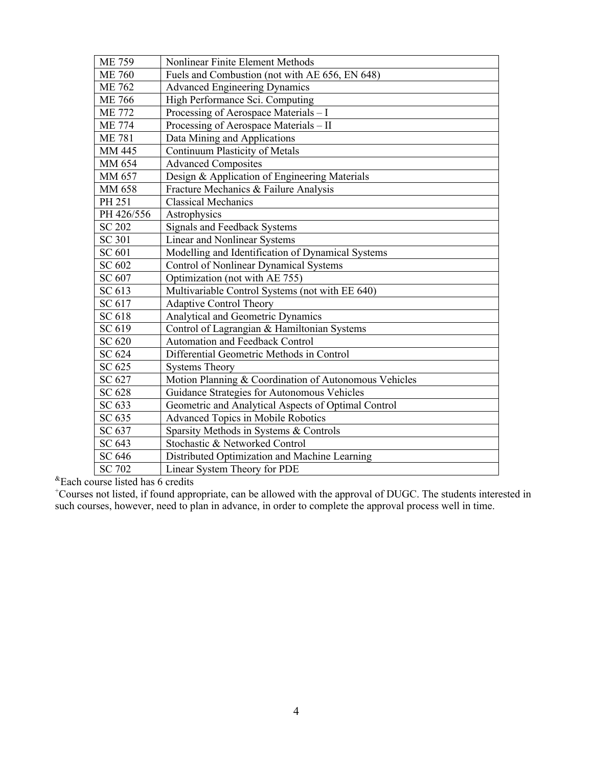| | |
|---|---|
| ME 759 | Nonlinear Finite Element Methods |
| ME 760 | Fuels and Combustion (not with AE 656, EN 648) |
| ME 762 | Advanced Engineering Dynamics |
| ME 766 | High Performance Sci. Computing |
| ME 772 | Processing of Aerospace Materials – I |
| ME 774 | Processing of Aerospace Materials – II |
| ME 781 | Data Mining and Applications |
| MM 445 | Continuum Plasticity of Metals |
| MM 654 | Advanced Composites |
| MM 657 | Design & Application of Engineering Materials |
| MM 658 | Fracture Mechanics & Failure Analysis |
| PH 251 | Classical Mechanics |
| PH 426/556 | Astrophysics |
| SC 202 | Signals and Feedback Systems |
| SC 301 | Linear and Nonlinear Systems |
| SC 601 | Modelling and Identification of Dynamical Systems |
| SC 602 | Control of Nonlinear Dynamical Systems |
| SC 607 | Optimization (not with AE 755) |
| SC 613 | Multivariable Control Systems (not with EE 640) |
| SC 617 | Adaptive Control Theory |
| SC 618 | Analytical and Geometric Dynamics |
| SC 619 | Control of Lagrangian & Hamiltonian Systems |
| SC 620 | Automation and Feedback Control |
| SC 624 | Differential Geometric Methods in Control |
| SC 625 | Systems Theory |
| SC 627 | Motion Planning & Coordination of Autonomous Vehicles |
| SC 628 | Guidance Strategies for Autonomous Vehicles |
| SC 633 | Geometric and Analytical Aspects of Optimal Control |
| SC 635 | Advanced Topics in Mobile Robotics |
| SC 637 | Sparsity Methods in Systems & Controls |
| SC 643 | Stochastic & Networked Control |
| SC 646 | Distributed Optimization and Machine Learning |
| SC 702 | Linear System Theory for PDE |

[&]Each course listed has 6 credits

[+]Courses not listed, if found appropriate, can be allowed with the approval of DUGC. The students interested in such courses, however, need to plan in advance, in order to complete the approval process well in time.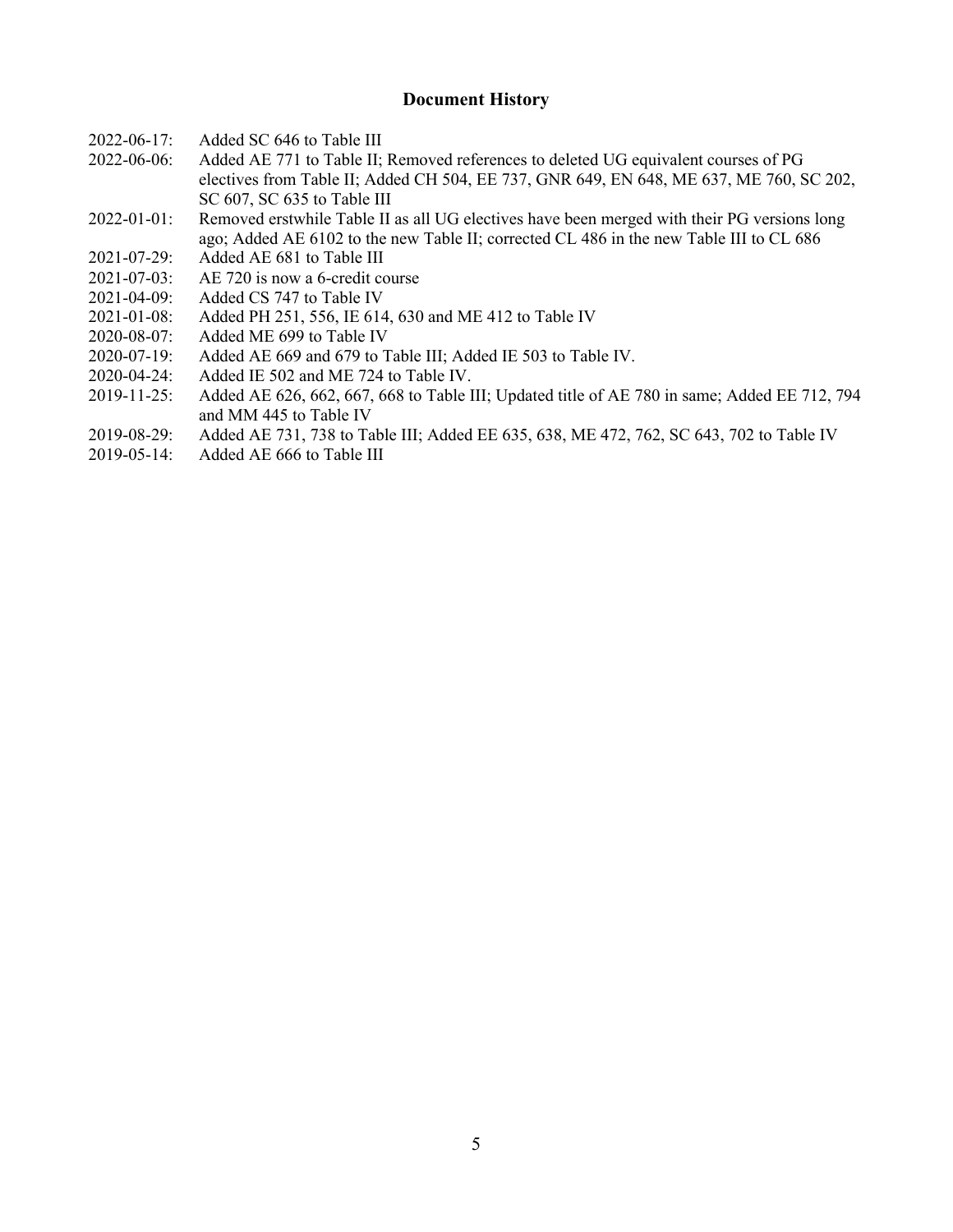## Document History

2022-06-17: Added SC 646 to Table III

2022-06-06: Added AE 771 to Table II; Removed references to deleted UG equivalent courses of PG electives from Table II; Added CH 504, EE 737, GNR 649, EN 648, ME 637, ME 760, SC 202, SC 607, SC 635 to Table III

2022-01-01: Removed erstwhile Table II as all UG electives have been merged with their PG versions long ago; Added AE 6102 to the new Table II; corrected CL 486 in the new Table III to CL 686

2021-07-29: Added AE 681 to Table III

2021-07-03: AE 720 is now a 6-credit course

2021-04-09: Added CS 747 to Table IV

2021-01-08: Added PH 251, 556, IE 614, 630 and ME 412 to Table IV

2020-08-07: Added ME 699 to Table IV

2020-07-19: Added AE 669 and 679 to Table III; Added IE 503 to Table IV.

2020-04-24: Added IE 502 and ME 724 to Table IV.

2019-11-25: Added AE 626, 662, 667, 668 to Table III; Updated title of AE 780 in same; Added EE 712, 794 and MM 445 to Table IV

2019-08-29: Added AE 731, 738 to Table III; Added EE 635, 638, ME 472, 762, SC 643, 702 to Table IV

2019-05-14: Added AE 666 to Table III